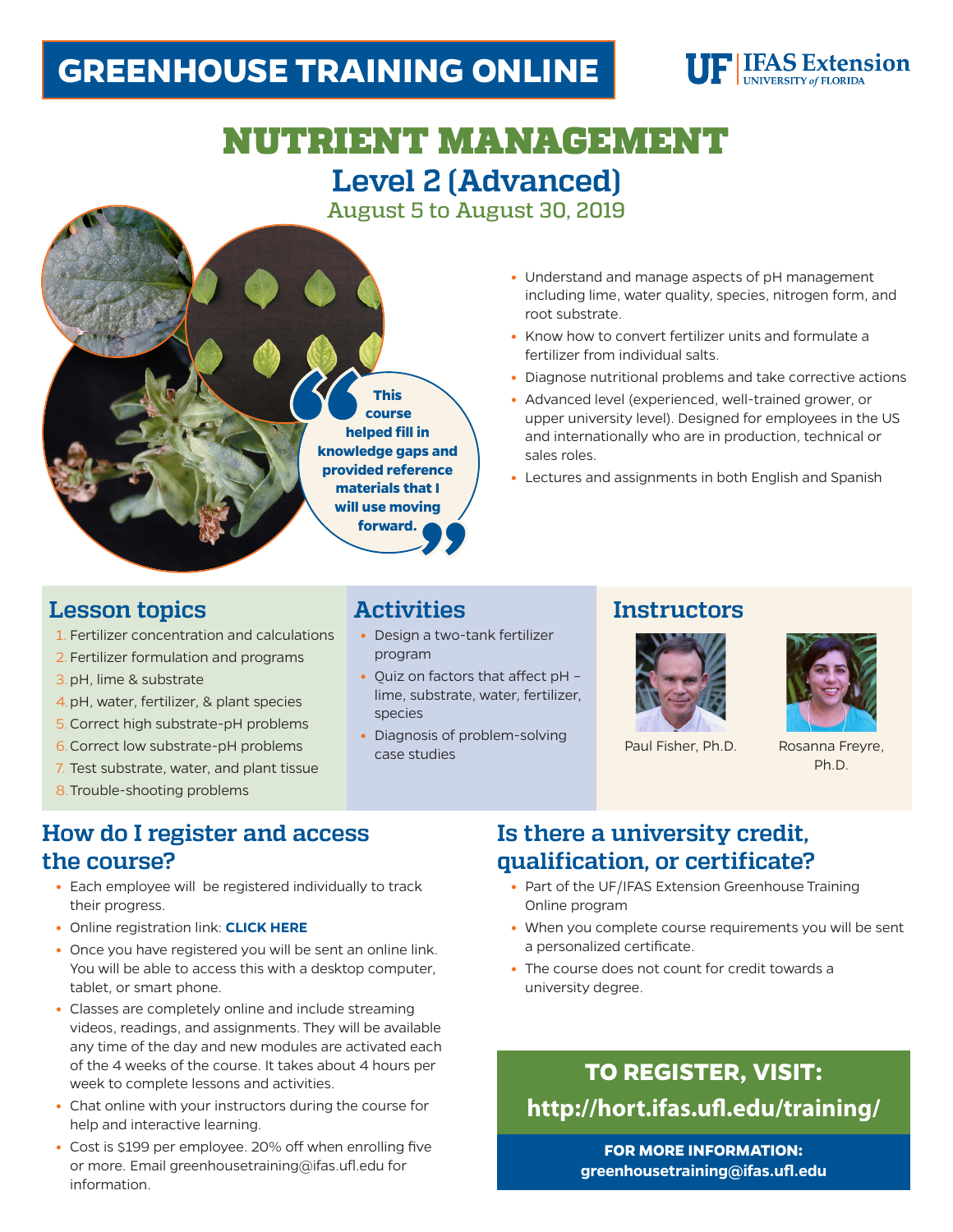# GREENHOUSE TRAINING ONLINE

UF | IFAS Extension
UNIVERSITY of FLORIDA

# NUTRIENT MANAGEMENT

## Level 2 (Advanced)

August 5 to August 30, 2019

> **This course helped fill in knowledge gaps and provided reference materials that I will use moving forward.**

- Understand and manage aspects of pH management including lime, water quality, species, nitrogen form, and root substrate.
- Know how to convert fertilizer units and formulate a fertilizer from individual salts.
- Diagnose nutritional problems and take corrective actions
- Advanced level (experienced, well-trained grower, or upper university level). Designed for employees in the US and internationally who are in production, technical or sales roles.
- Lectures and assignments in both English and Spanish

## Lesson topics

1. Fertilizer concentration and calculations
2. Fertilizer formulation and programs
3. pH, lime & substrate
4. pH, water, fertilizer, & plant species
5. Correct high substrate-pH problems
6. Correct low substrate-pH problems
7. Test substrate, water, and plant tissue
8. Trouble-shooting problems

## Activities

- Design a two-tank fertilizer program
- Quiz on factors that affect pH – lime, substrate, water, fertilizer, species
- Diagnosis of problem-solving case studies

## Instructors

Paul Fisher, Ph.D.

Rosanna Freyre, Ph.D.

## How do I register and access the course?

- Each employee will be registered individually to track their progress.
- Online registration link: **CLICK HERE**
- Once you have registered you will be sent an online link. You will be able to access this with a desktop computer, tablet, or smart phone.
- Classes are completely online and include streaming videos, readings, and assignments. They will be available any time of the day and new modules are activated each of the 4 weeks of the course. It takes about 4 hours per week to complete lessons and activities.
- Chat online with your instructors during the course for help and interactive learning.
- Cost is $199 per employee. 20% off when enrolling five or more. Email greenhousetraining@ifas.ufl.edu for information.

## Is there a university credit, qualification, or certificate?

- Part of the UF/IFAS Extension Greenhouse Training Online program
- When you complete course requirements you will be sent a personalized certificate.
- The course does not count for credit towards a university degree.

**TO REGISTER, VISIT:**

**http://hort.ifas.ufl.edu/training/**

**FOR MORE INFORMATION:**
**greenhousetraining@ifas.ufl.edu**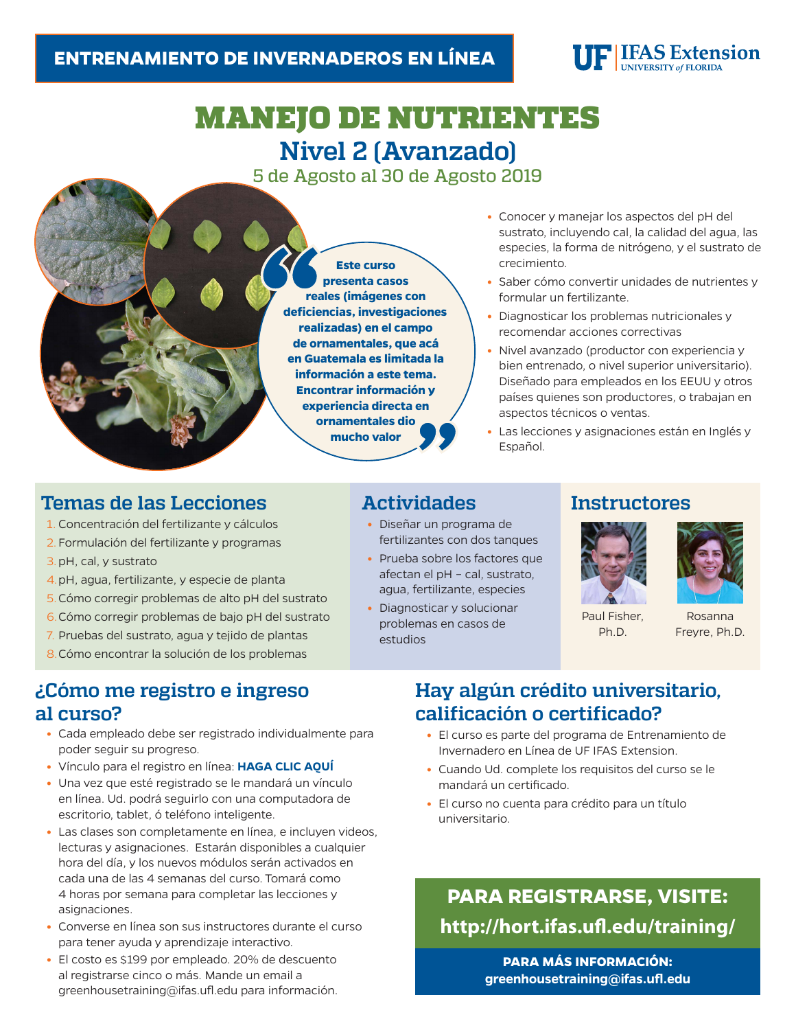**ENTRENAMIENTO DE INVERNADEROS EN LÍNEA**

UF | IFAS Extension
UNIVERSITY of FLORIDA

# MANEJO DE NUTRIENTES

## Nivel 2 (Avanzado)

5 de Agosto al 30 de Agosto 2019

> **Este curso presenta casos reales (imágenes con deficiencias, investigaciones realizadas) en el campo de ornamentales, que acá en Guatemala es limitada la información a este tema. Encontrar información y experiencia directa en ornamentales dio mucho valor**

- Conocer y manejar los aspectos del pH del sustrato, incluyendo cal, la calidad del agua, las especies, la forma de nitrógeno, y el sustrato de crecimiento.
- Saber cómo convertir unidades de nutrientes y formular un fertilizante.
- Diagnosticar los problemas nutricionales y recomendar acciones correctivas
- Nivel avanzado (productor con experiencia y bien entrenado, o nivel superior universitario). Diseñado para empleados en los EEUU y otros países quienes son productores, o trabajan en aspectos técnicos o ventas.
- Las lecciones y asignaciones están en Inglés y Español.

## Temas de las Lecciones

1. Concentración del fertilizante y cálculos
2. Formulación del fertilizante y programas
3. pH, cal, y sustrato
4. pH, agua, fertilizante, y especie de planta
5. Cómo corregir problemas de alto pH del sustrato
6. Cómo corregir problemas de bajo pH del sustrato
7. Pruebas del sustrato, agua y tejido de plantas
8. Cómo encontrar la solución de los problemas

## Actividades

- Diseñar un programa de fertilizantes con dos tanques
- Prueba sobre los factores que afectan el pH – cal, sustrato, agua, fertilizante, especies
- Diagnosticar y solucionar problemas en casos de estudios

## Instructores

Paul Fisher, Ph.D.

Rosanna Freyre, Ph.D.

## ¿Cómo me registro e ingreso al curso?

- Cada empleado debe ser registrado individualmente para poder seguir su progreso.
- Vínculo para el registro en línea: **HAGA CLIC AQUÍ**
- Una vez que esté registrado se le mandará un vínculo en línea. Ud. podrá seguirlo con una computadora de escritorio, tablet, ó teléfono inteligente.
- Las clases son completamente en línea, e incluyen videos, lecturas y asignaciones. Estarán disponibles a cualquier hora del día, y los nuevos módulos serán activados en cada una de las 4 semanas del curso. Tomará como 4 horas por semana para completar las lecciones y asignaciones.
- Converse en línea son sus instructores durante el curso para tener ayuda y aprendizaje interactivo.
- El costo es $199 por empleado. 20% de descuento al registrarse cinco o más. Mande un email a greenhousetraining@ifas.ufl.edu para información.

## Hay algún crédito universitario, calificación o certificado?

- El curso es parte del programa de Entrenamiento de Invernadero en Línea de UF IFAS Extension.
- Cuando Ud. complete los requisitos del curso se le mandará un certificado.
- El curso no cuenta para crédito para un título universitario.

**PARA REGISTRARSE, VISITE:**
**http://hort.ifas.ufl.edu/training/**

**PARA MÁS INFORMACIÓN:**
**greenhousetraining@ifas.ufl.edu**